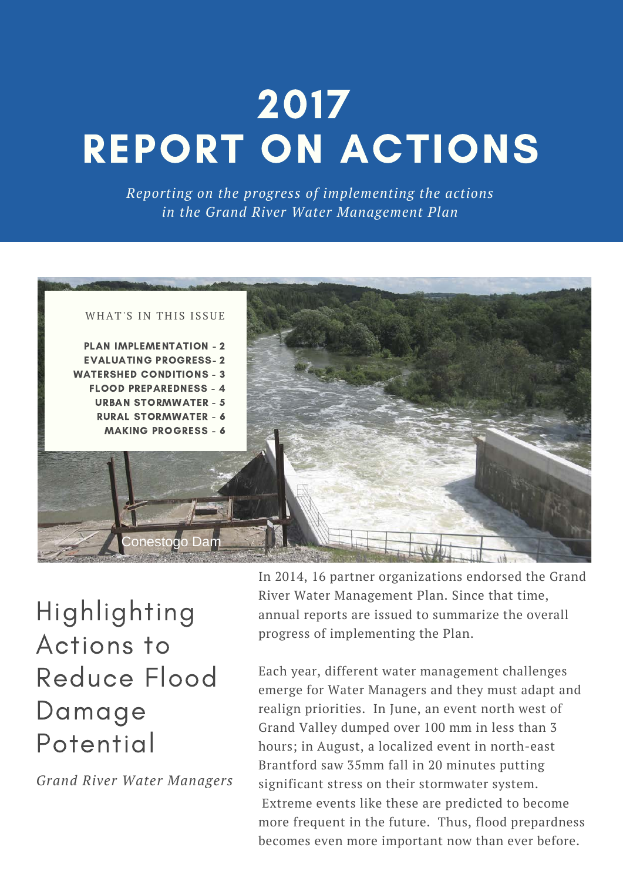# 2017 REPORT ON ACTIONS

*Reporting on the progress of implementing the actions in the Grand River Water Management Plan*

WHAT'S IN THIS ISSUE

**PLAN IMPLEMENTATION - 2**
**EVALUATING PROGRESS- 2**
**WATERSHED CONDITIONS - 3**
**FLOOD PREPAREDNESS - 4**
**URBAN STORMWATER - 5**
**RURAL STORMWATER - 6**
**MAKING PROGRESS - 6**

Conestogo Dam

## Highlighting Actions to Reduce Flood Damage Potential

*Grand River Water Managers*

In 2014, 16 partner organizations endorsed the Grand River Water Management Plan. Since that time, annual reports are issued to summarize the overall progress of implementing the Plan.

Each year, different water management challenges emerge for Water Managers and they must adapt and realign priorities. In June, an event north west of Grand Valley dumped over 100 mm in less than 3 hours; in August, a localized event in north-east Brantford saw 35mm fall in 20 minutes putting significant stress on their stormwater system. Extreme events like these are predicted to become more frequent in the future. Thus, flood prepardness becomes even more important now than ever before.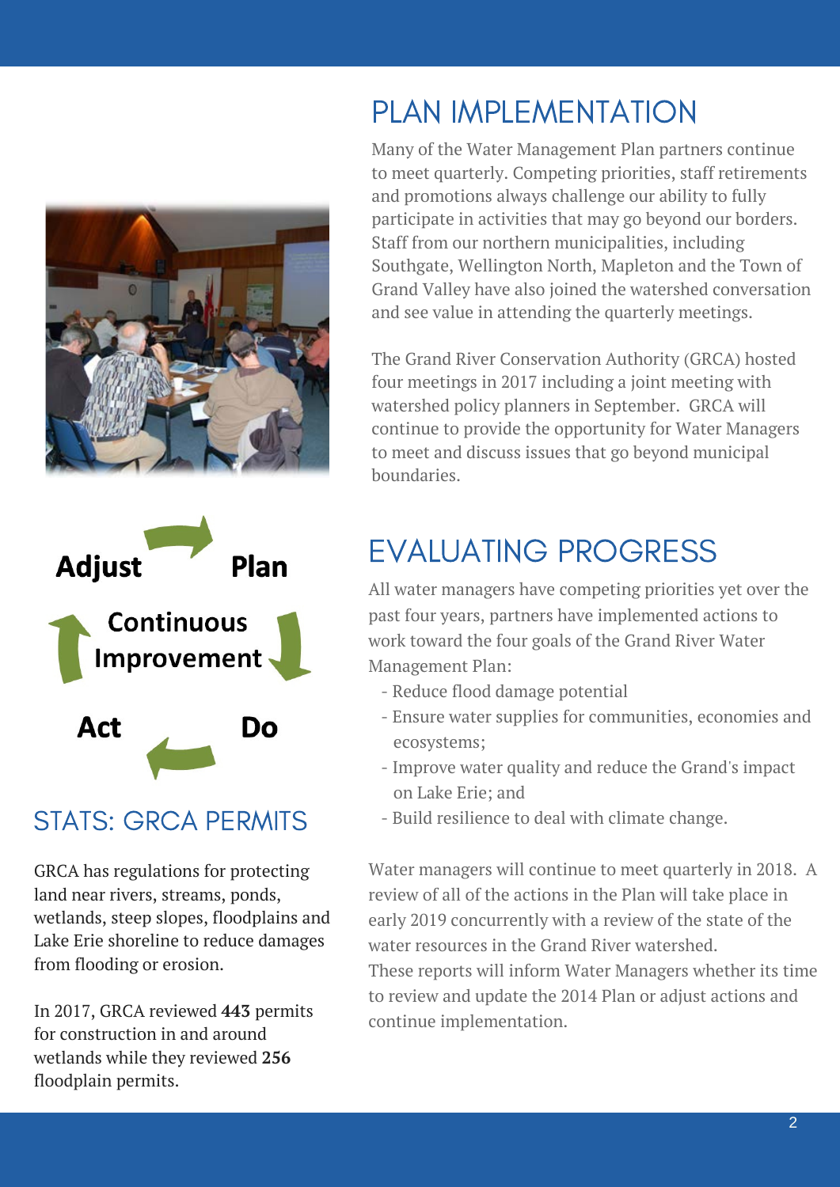## PLAN IMPLEMENTATION

Many of the Water Management Plan partners continue to meet quarterly. Competing priorities, staff retirements and promotions always challenge our ability to fully participate in activities that may go beyond our borders. Staff from our northern municipalities, including Southgate, Wellington North, Mapleton and the Town of Grand Valley have also joined the watershed conversation and see value in attending the quarterly meetings.

The Grand River Conservation Authority (GRCA) hosted four meetings in 2017 including a joint meeting with watershed policy planners in September. GRCA will continue to provide the opportunity for Water Managers to meet and discuss issues that go beyond municipal boundaries.

Adjust → Plan → Do → Act — Continuous Improvement

## STATS: GRCA PERMITS

GRCA has regulations for protecting land near rivers, streams, ponds, wetlands, steep slopes, floodplains and Lake Erie shoreline to reduce damages from flooding or erosion.

In 2017, GRCA reviewed **443** permits for construction in and around wetlands while they reviewed **256** floodplain permits.

## EVALUATING PROGRESS

All water managers have competing priorities yet over the past four years, partners have implemented actions to work toward the four goals of the Grand River Water Management Plan:

- Reduce flood damage potential
- Ensure water supplies for communities, economies and ecosystems;
- Improve water quality and reduce the Grand's impact on Lake Erie; and
- Build resilience to deal with climate change.

Water managers will continue to meet quarterly in 2018. A review of all of the actions in the Plan will take place in early 2019 concurrently with a review of the state of the water resources in the Grand River watershed.
These reports will inform Water Managers whether its time to review and update the 2014 Plan or adjust actions and continue implementation.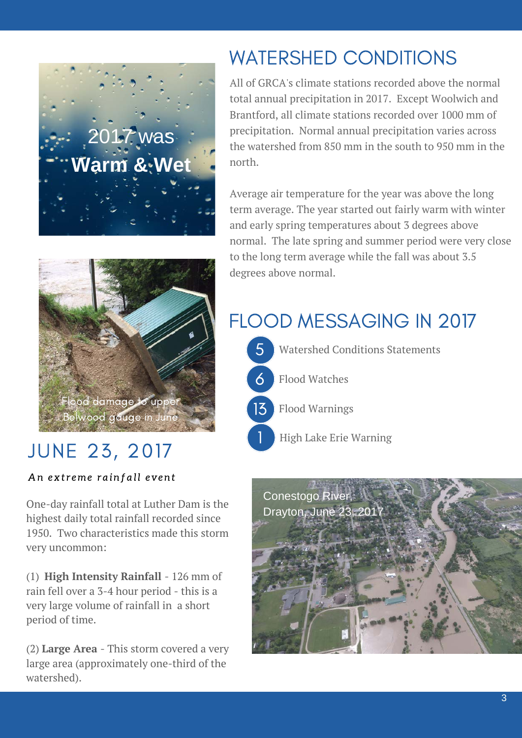2017 was **Warm & Wet**

# WATERSHED CONDITIONS

All of GRCA's climate stations recorded above the normal total annual precipitation in 2017. Except Woolwich and Brantford, all climate stations recorded over 1000 mm of precipitation. Normal annual precipitation varies across the watershed from 850 mm in the south to 950 mm in the north.

Average air temperature for the year was above the long term average. The year started out fairly warm with winter and early spring temperatures about 3 degrees above normal. The late spring and summer period were very close to the long term average while the fall was about 3.5 degrees above normal.

Flood damage to upper Belwood gauge in June

# FLOOD MESSAGING IN 2017

- **5** Watershed Conditions Statements
- **6** Flood Watches
- **13** Flood Warnings
- **1** High Lake Erie Warning

# JUNE 23, 2017

*An extreme rainfall event*

One-day rainfall total at Luther Dam is the highest daily total rainfall recorded since 1950. Two characteristics made this storm very uncommon:

(1) **High Intensity Rainfall** - 126 mm of rain fell over a 3-4 hour period - this is a very large volume of rainfall in a short period of time.

(2) **Large Area** - This storm covered a very large area (approximately one-third of the watershed).

Conestogo River, Drayton, June 23, 2017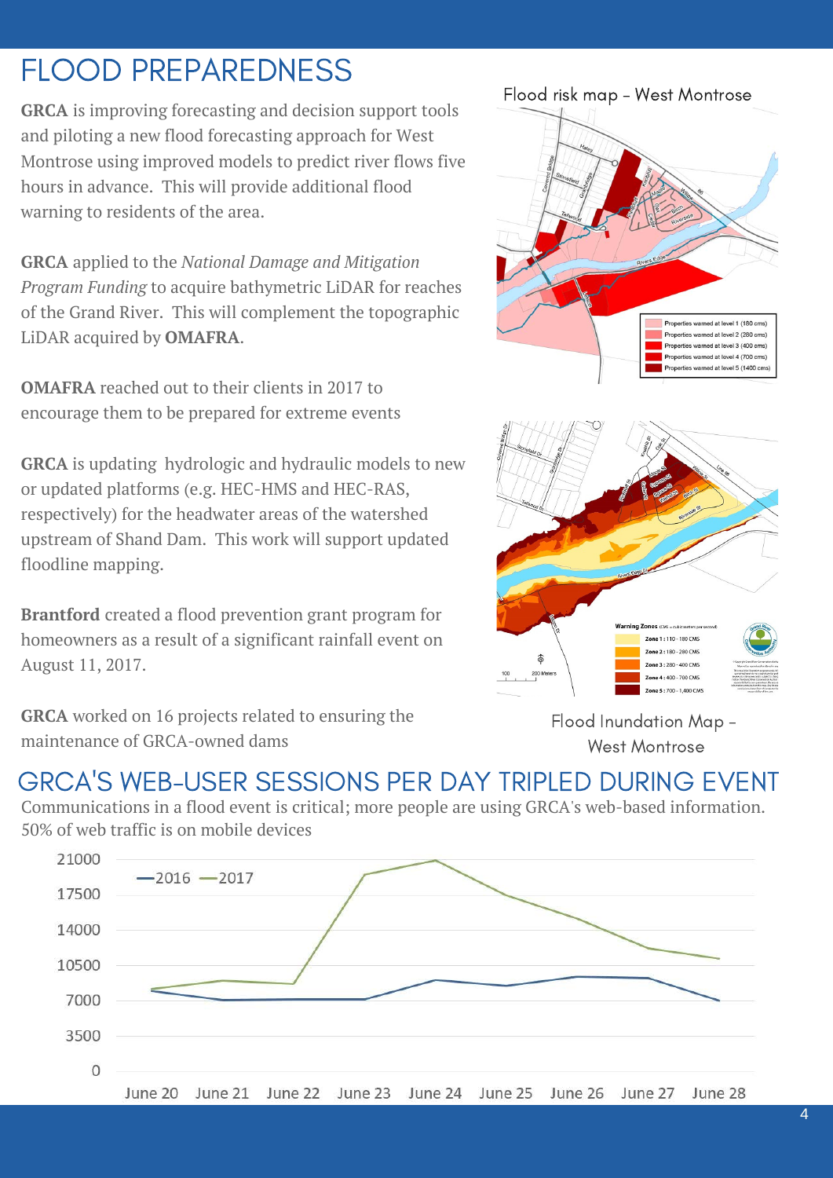# FLOOD PREPAREDNESS

**GRCA** is improving forecasting and decision support tools and piloting a new flood forecasting approach for West Montrose using improved models to predict river flows five hours in advance. This will provide additional flood warning to residents of the area.

**GRCA** applied to the *National Damage and Mitigation Program Funding* to acquire bathymetric LiDAR for reaches of the Grand River. This will complement the topographic LiDAR acquired by **OMAFRA**.

**OMAFRA** reached out to their clients in 2017 to encourage them to be prepared for extreme events

**GRCA** is updating hydrologic and hydraulic models to new or updated platforms (e.g. HEC-HMS and HEC-RAS, respectively) for the headwater areas of the watershed upstream of Shand Dam. This work will support updated floodline mapping.

**Brantford** created a flood prevention grant program for homeowners as a result of a significant rainfall event on August 11, 2017.

**GRCA** worked on 16 projects related to ensuring the maintenance of GRCA-owned dams

Flood risk map - West Montrose

| Legend |
| --- |
| Properties warned at level 1 (180 cms) |
| Properties warned at level 2 (280 cms) |
| Properties warned at level 3 (400 cms) |
| Properties warned at level 4 (700 cms) |
| Properties warned at level 5 (1400 cms) |

| Warning Zones (CMS = cubic meters per second) |
| --- |
| Zone 1 : 110 - 180 CMS |
| Zone 2 : 180 - 280 CMS |
| Zone 3 : 280 - 400 CMS |
| Zone 4 : 400 - 700 CMS |
| Zone 5 : 700 - 1,400 CMS |

Flood Inundation Map - West Montrose

## GRCA'S WEB-USER SESSIONS PER DAY TRIPLED DURING EVENT

Communications in a flood event is critical; more people are using GRCA's web-based information. 50% of web traffic is on mobile devices

(Chart: web-user sessions per day, 2016 vs 2017, June 20 – June 28; y-axis 0 to 21000)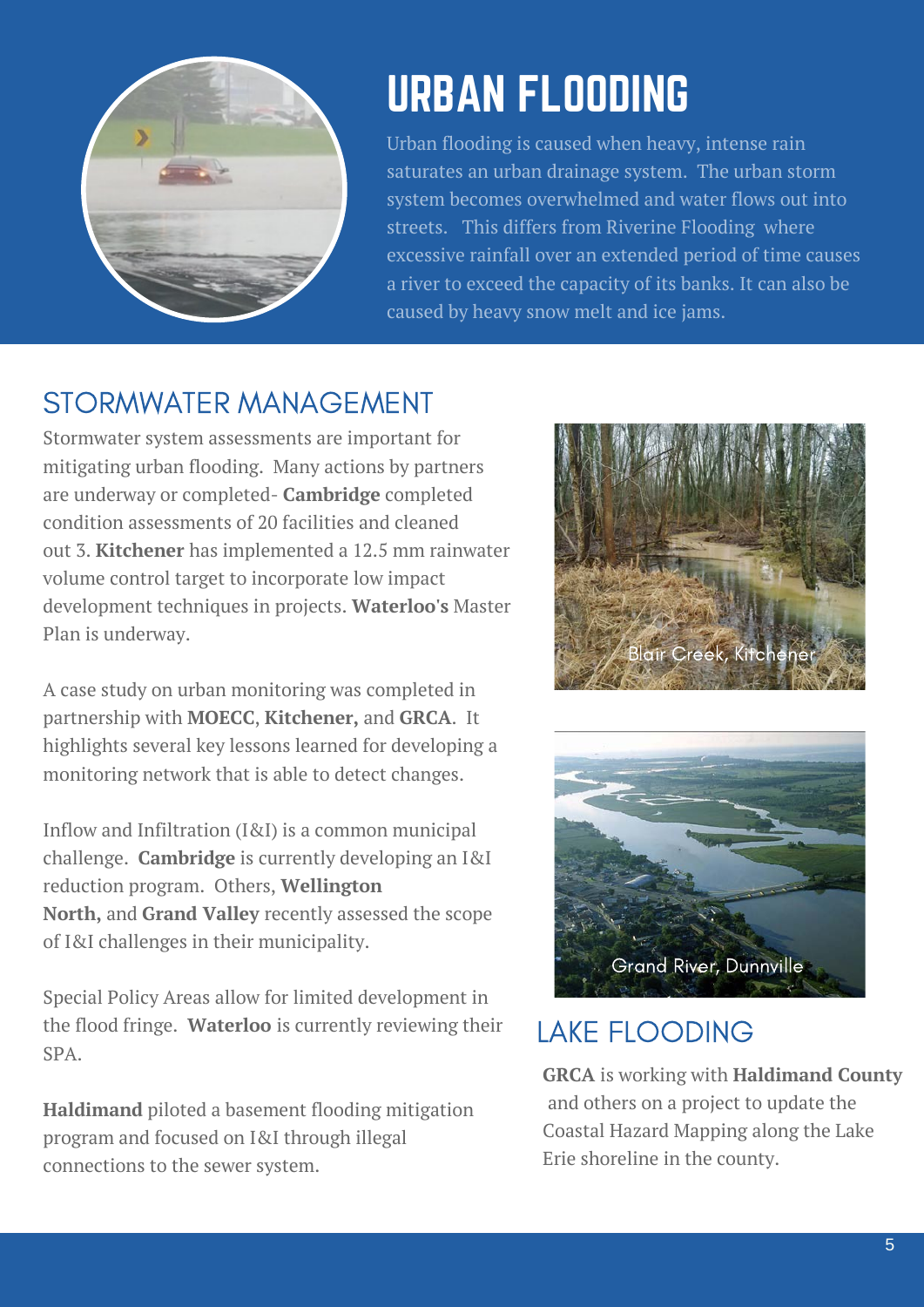# URBAN FLOODING

Urban flooding is caused when heavy, intense rain saturates an urban drainage system. The urban storm system becomes overwhelmed and water flows out into streets. This differs from Riverine Flooding where excessive rainfall over an extended period of time causes a river to exceed the capacity of its banks. It can also be caused by heavy snow melt and ice jams.

## STORMWATER MANAGEMENT

Stormwater system assessments are important for mitigating urban flooding. Many actions by partners are underway or completed- **Cambridge** completed condition assessments of 20 facilities and cleaned out 3. **Kitchener** has implemented a 12.5 mm rainwater volume control target to incorporate low impact development techniques in projects. **Waterloo's** Master Plan is underway.

A case study on urban monitoring was completed in partnership with **MOECC**, **Kitchener,** and **GRCA**. It highlights several key lessons learned for developing a monitoring network that is able to detect changes.

Inflow and Infiltration (I&I) is a common municipal challenge. **Cambridge** is currently developing an I&I reduction program. Others, **Wellington North,** and **Grand Valley** recently assessed the scope of I&I challenges in their municipality.

Special Policy Areas allow for limited development in the flood fringe. **Waterloo** is currently reviewing their SPA.

**Haldimand** piloted a basement flooding mitigation program and focused on I&I through illegal connections to the sewer system.

Blair Creek, Kitchener

Grand River, Dunnville

## LAKE FLOODING

**GRCA** is working with **Haldimand County** and others on a project to update the Coastal Hazard Mapping along the Lake Erie shoreline in the county.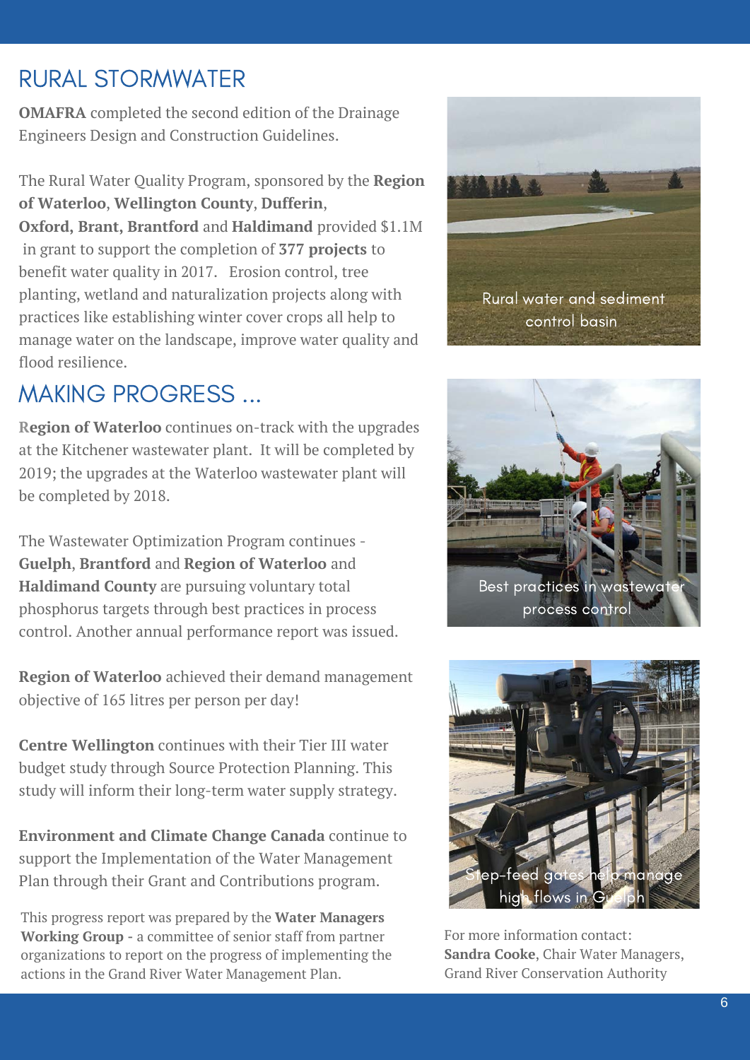## RURAL STORMWATER

**OMAFRA** completed the second edition of the Drainage Engineers Design and Construction Guidelines.

The Rural Water Quality Program, sponsored by the **Region of Waterloo**, **Wellington County**, **Dufferin**, **Oxford, Brant, Brantford** and **Haldimand** provided $1.1M in grant to support the completion of **377 projects** to benefit water quality in 2017. Erosion control, tree planting, wetland and naturalization projects along with practices like establishing winter cover crops all help to manage water on the landscape, improve water quality and flood resilience.

Rural water and sediment control basin

## MAKING PROGRESS ...

**Region of Waterloo** continues on-track with the upgrades at the Kitchener wastewater plant. It will be completed by 2019; the upgrades at the Waterloo wastewater plant will be completed by 2018.

The Wastewater Optimization Program continues - **Guelph**, **Brantford** and **Region of Waterloo** and **Haldimand County** are pursuing voluntary total phosphorus targets through best practices in process control. Another annual performance report was issued.

Best practices in wastewater process control

**Region of Waterloo** achieved their demand management objective of 165 litres per person per day!

**Centre Wellington** continues with their Tier III water budget study through Source Protection Planning. This study will inform their long-term water supply strategy.

**Environment and Climate Change Canada** continue to support the Implementation of the Water Management Plan through their Grant and Contributions program.

Step-feed gates help manage high flows in Guelph

This progress report was prepared by the **Water Managers Working Group -** a committee of senior staff from partner organizations to report on the progress of implementing the actions in the Grand River Water Management Plan.

For more information contact:
**Sandra Cooke**, Chair Water Managers, Grand River Conservation Authority